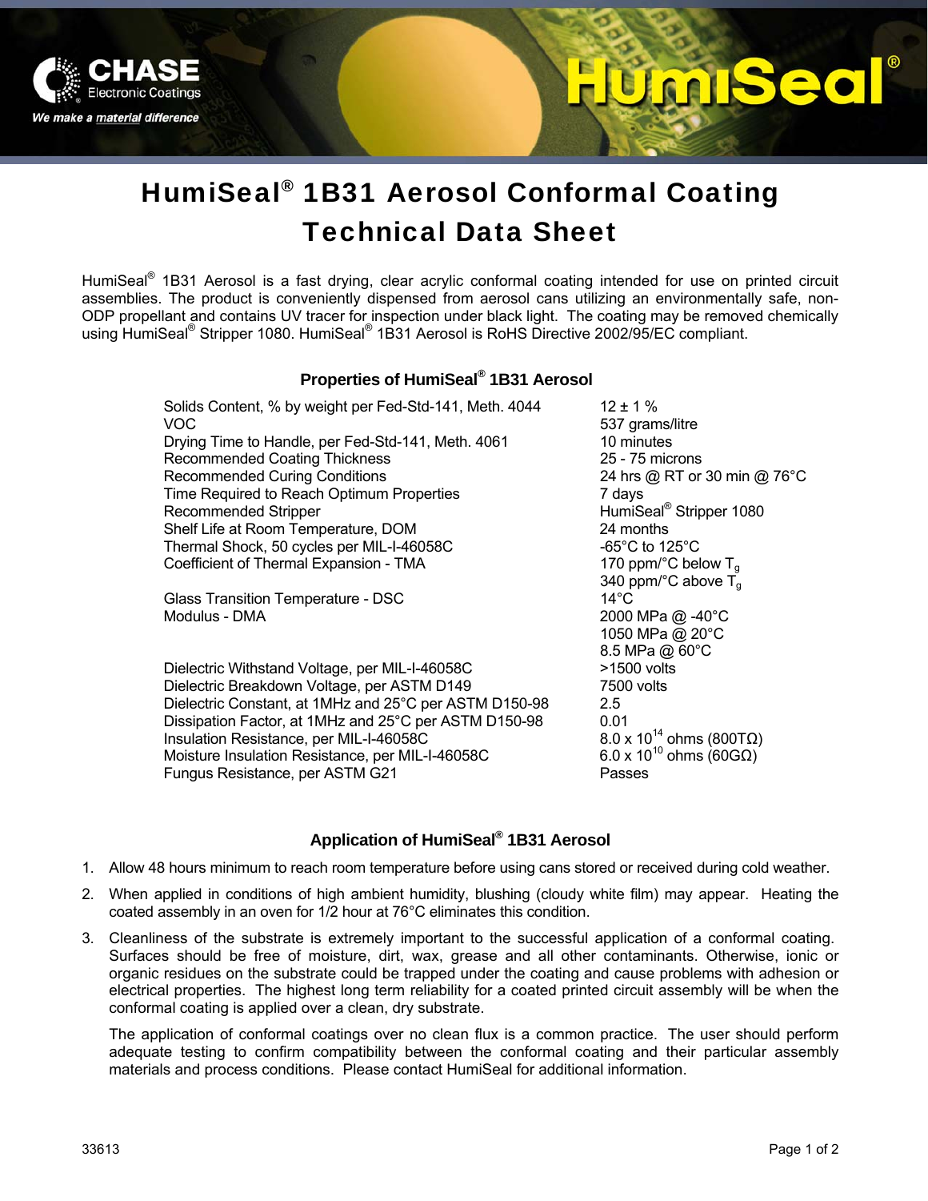# HumiSeal® 1B31 Aerosol Conformal Coating Technical Data Sheet

HumiSeal® 1B31 Aerosol is a fast drying, clear acrylic conformal coating intended for use on printed circuit assemblies. The product is conveniently dispensed from aerosol cans utilizing an environmentally safe, non-ODP propellant and contains UV tracer for inspection under black light. The coating may be removed chemically using HumiSeal® Stripper 1080. HumiSeal® 1B31 Aerosol is RoHS Directive 2002/95/EC compliant.

## Properties of HumiSeal® 1B31 Aerosol

| Property | Value |
|---|---|
| Solids Content, % by weight per Fed-Std-141, Meth. 4044 | 12 ± 1 % |
| VOC | 537 grams/litre |
| Drying Time to Handle, per Fed-Std-141, Meth. 4061 | 10 minutes |
| Recommended Coating Thickness | 25 - 75 microns |
| Recommended Curing Conditions | 24 hrs @ RT or 30 min @ 76°C |
| Time Required to Reach Optimum Properties | 7 days |
| Recommended Stripper | HumiSeal® Stripper 1080 |
| Shelf Life at Room Temperature, DOM | 24 months |
| Thermal Shock, 50 cycles per MIL-I-46058C | -65°C to 125°C |
| Coefficient of Thermal Expansion - TMA | 170 ppm/°C below $T_g$<br>340 ppm/°C above $T_g$ |
| Glass Transition Temperature - DSC | 14°C |
| Modulus - DMA | 2000 MPa @ -40°C<br>1050 MPa @ 20°C<br>8.5 MPa @ 60°C |
| Dielectric Withstand Voltage, per MIL-I-46058C | >1500 volts |
| Dielectric Breakdown Voltage, per ASTM D149 | 7500 volts |
| Dielectric Constant, at 1MHz and 25°C per ASTM D150-98 | 2.5 |
| Dissipation Factor, at 1MHz and 25°C per ASTM D150-98 | 0.01 |
| Insulation Resistance, per MIL-I-46058C | $8.0 \times 10^{14}$ ohms (800TΩ) |
| Moisture Insulation Resistance, per MIL-I-46058C | $6.0 \times 10^{10}$ ohms (60GΩ) |
| Fungus Resistance, per ASTM G21 | Passes |

## Application of HumiSeal® 1B31 Aerosol

1. Allow 48 hours minimum to reach room temperature before using cans stored or received during cold weather.
2. When applied in conditions of high ambient humidity, blushing (cloudy white film) may appear. Heating the coated assembly in an oven for 1/2 hour at 76°C eliminates this condition.
3. Cleanliness of the substrate is extremely important to the successful application of a conformal coating. Surfaces should be free of moisture, dirt, wax, grease and all other contaminants. Otherwise, ionic or organic residues on the substrate could be trapped under the coating and cause problems with adhesion or electrical properties. The highest long term reliability for a coated printed circuit assembly will be when the conformal coating is applied over a clean, dry substrate.

   The application of conformal coatings over no clean flux is a common practice. The user should perform adequate testing to confirm compatibility between the conformal coating and their particular assembly materials and process conditions. Please contact HumiSeal for additional information.

33613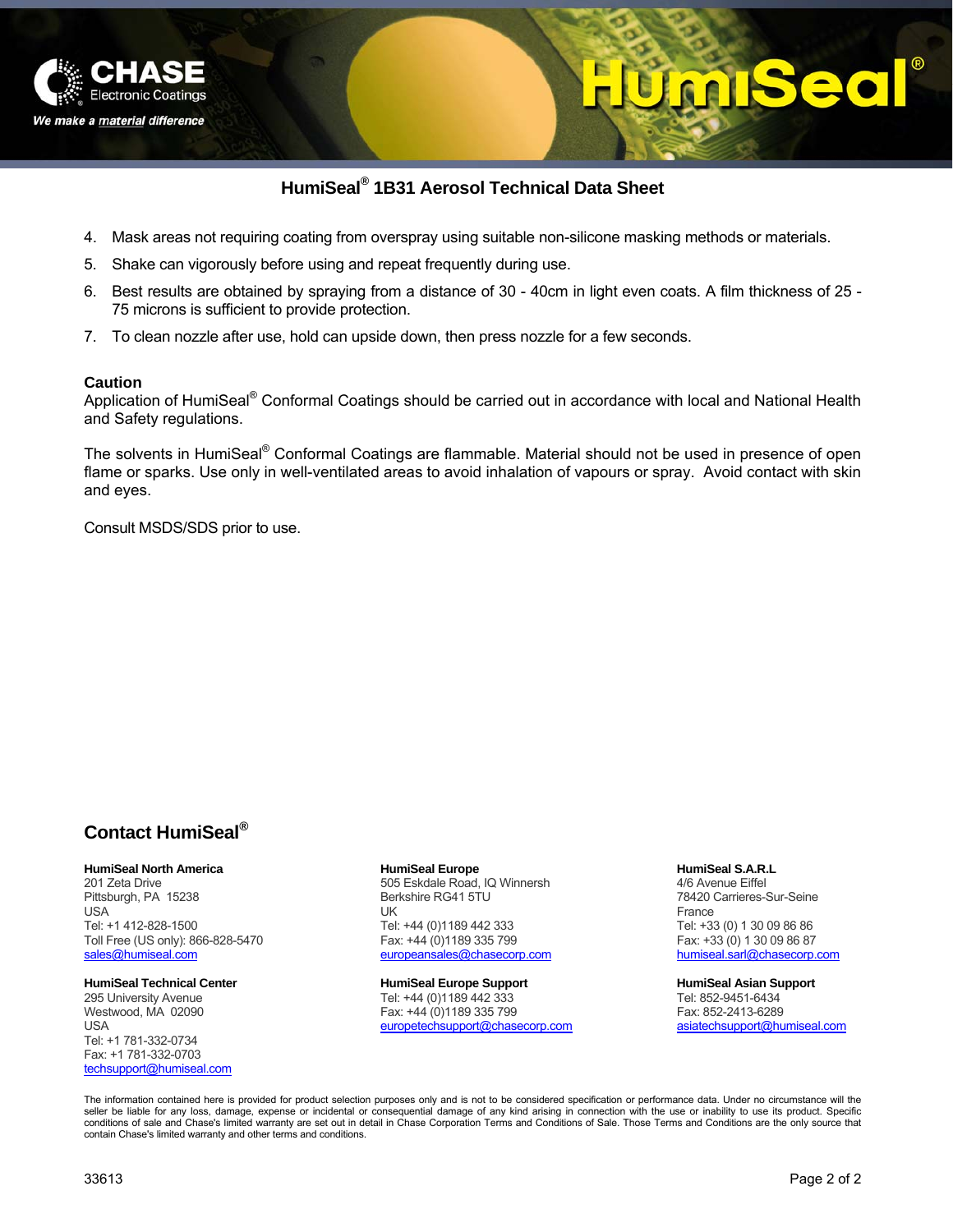# HumiSeal® 1B31 Aerosol Technical Data Sheet

4. Mask areas not requiring coating from overspray using suitable non-silicone masking methods or materials.
5. Shake can vigorously before using and repeat frequently during use.
6. Best results are obtained by spraying from a distance of 30 - 40cm in light even coats. A film thickness of 25 - 75 microns is sufficient to provide protection.
7. To clean nozzle after use, hold can upside down, then press nozzle for a few seconds.

**Caution**

Application of HumiSeal® Conformal Coatings should be carried out in accordance with local and National Health and Safety regulations.

The solvents in HumiSeal® Conformal Coatings are flammable. Material should not be used in presence of open flame or sparks. Use only in well-ventilated areas to avoid inhalation of vapours or spray. Avoid contact with skin and eyes.

Consult MSDS/SDS prior to use.

## Contact HumiSeal®

**HumiSeal North America**
201 Zeta Drive
Pittsburgh, PA 15238
USA
Tel: +1 412-828-1500
Toll Free (US only): 866-828-5470
sales@humiseal.com

**HumiSeal Technical Center**
295 University Avenue
Westwood, MA 02090
USA
Tel: +1 781-332-0734
Fax: +1 781-332-0703
techsupport@humiseal.com

**HumiSeal Europe**
505 Eskdale Road, IQ Winnersh
Berkshire RG41 5TU
UK
Tel: +44 (0)1189 442 333
Fax: +44 (0)1189 335 799
europeansales@chasecorp.com

**HumiSeal Europe Support**
Tel: +44 (0)1189 442 333
Fax: +44 (0)1189 335 799
europetechsupport@chasecorp.com

**HumiSeal S.A.R.L**
4/6 Avenue Eiffel
78420 Carrieres-Sur-Seine
France
Tel: +33 (0) 1 30 09 86 86
Fax: +33 (0) 1 30 09 86 87
humiseal.sarl@chasecorp.com

**HumiSeal Asian Support**
Tel: 852-9451-6434
Fax: 852-2413-6289
asiatechsupport@humiseal.com

The information contained here is provided for product selection purposes only and is not to be considered specification or performance data. Under no circumstance will the seller be liable for any loss, damage, expense or incidental or consequential damage of any kind arising in connection with the use or inability to use its product. Specific conditions of sale and Chase's limited warranty are set out in detail in Chase Corporation Terms and Conditions of Sale. Those Terms and Conditions are the only source that contain Chase's limited warranty and other terms and conditions.

33613